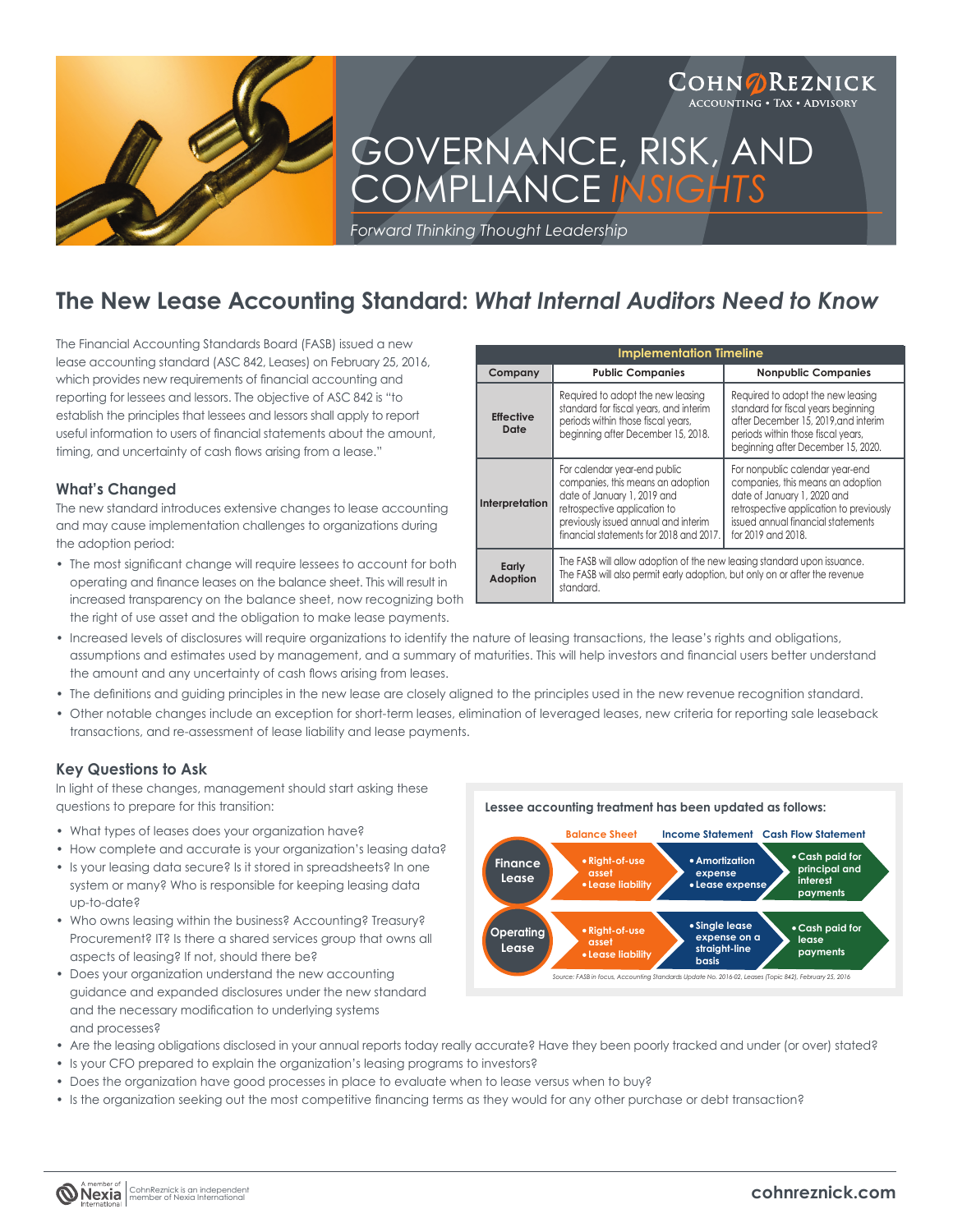# GOVERNANCE, RISK, AND COMPLIANCE *INSIGHTS*

*Forward Thinking Thought Leadership*

## The New Lease Accounting Standard: *What Internal Auditors Need to Know*

The Financial Accounting Standards Board (FASB) issued a new lease accounting standard (ASC 842, Leases) on February 25, 2016, which provides new requirements of financial accounting and reporting for lessees and lessors. The objective of ASC 842 is "to establish the principles that lessees and lessors shall apply to report useful information to users of financial statements about the amount, timing, and uncertainty of cash flows arising from a lease."

| Implementation Timeline | | |
|---|---|---|
| **Company** | **Public Companies** | **Nonpublic Companies** |
| **Effective Date** | Required to adopt the new leasing standard for fiscal years, and interim periods within those fiscal years, beginning after December 15, 2018. | Required to adopt the new leasing standard for fiscal years beginning after December 15, 2019,and interim periods within those fiscal years, beginning after December 15, 2020. |
| **Interpretation** | For calendar year-end public companies, this means an adoption date of January 1, 2019 and retrospective application to previously issued annual and interim financial statements for 2018 and 2017. | For nonpublic calendar year-end companies, this means an adoption date of January 1, 2020 and retrospective application to previously issued annual financial statements for 2019 and 2018. |
| **Early Adoption** | The FASB will allow adoption of the new leasing standard upon issuance. The FASB will also permit early adoption, but only on or after the revenue standard. | |

### What's Changed

The new standard introduces extensive changes to lease accounting and may cause implementation challenges to organizations during the adoption period:

- The most significant change will require lessees to account for both operating and finance leases on the balance sheet. This will result in increased transparency on the balance sheet, now recognizing both the right of use asset and the obligation to make lease payments.
- Increased levels of disclosures will require organizations to identify the nature of leasing transactions, the lease's rights and obligations, assumptions and estimates used by management, and a summary of maturities. This will help investors and financial users better understand the amount and any uncertainty of cash flows arising from leases.
- The definitions and guiding principles in the new lease are closely aligned to the principles used in the new revenue recognition standard.
- Other notable changes include an exception for short-term leases, elimination of leveraged leases, new criteria for reporting sale leaseback transactions, and re-assessment of lease liability and lease payments.

### Key Questions to Ask

In light of these changes, management should start asking these questions to prepare for this transition:

- What types of leases does your organization have?
- How complete and accurate is your organization's leasing data?
- Is your leasing data secure? Is it stored in spreadsheets? In one system or many? Who is responsible for keeping leasing data up-to-date?
- Who owns leasing within the business? Accounting? Treasury? Procurement? IT? Is there a shared services group that owns all aspects of leasing? If not, should there be?
- Does your organization understand the new accounting guidance and expanded disclosures under the new standard and the necessary modification to underlying systems and processes?
- Are the leasing obligations disclosed in your annual reports today really accurate? Have they been poorly tracked and under (or over) stated?
- Is your CFO prepared to explain the organization's leasing programs to investors?
- Does the organization have good processes in place to evaluate when to lease versus when to buy?
- Is the organization seeking out the most competitive financing terms as they would for any other purchase or debt transaction?

**Lessee accounting treatment has been updated as follows:**

| | Balance Sheet | Income Statement | Cash Flow Statement |
|---|---|---|---|
| **Finance Lease** | • Right-of-use asset<br>• Lease liability | • Amortization expense<br>• Lease expense | • Cash paid for principal and interest payments |
| **Operating Lease** | • Right-of-use asset<br>• Lease liability | • Single lease expense on a straight-line basis | • Cash paid for lease payments |

*Source: FASB in focus, Accounting Standards Update No. 2016-02, Leases (Topic 842), February 25, 2016*

CohnReznick is an independent member of Nexia International

cohnreznick.com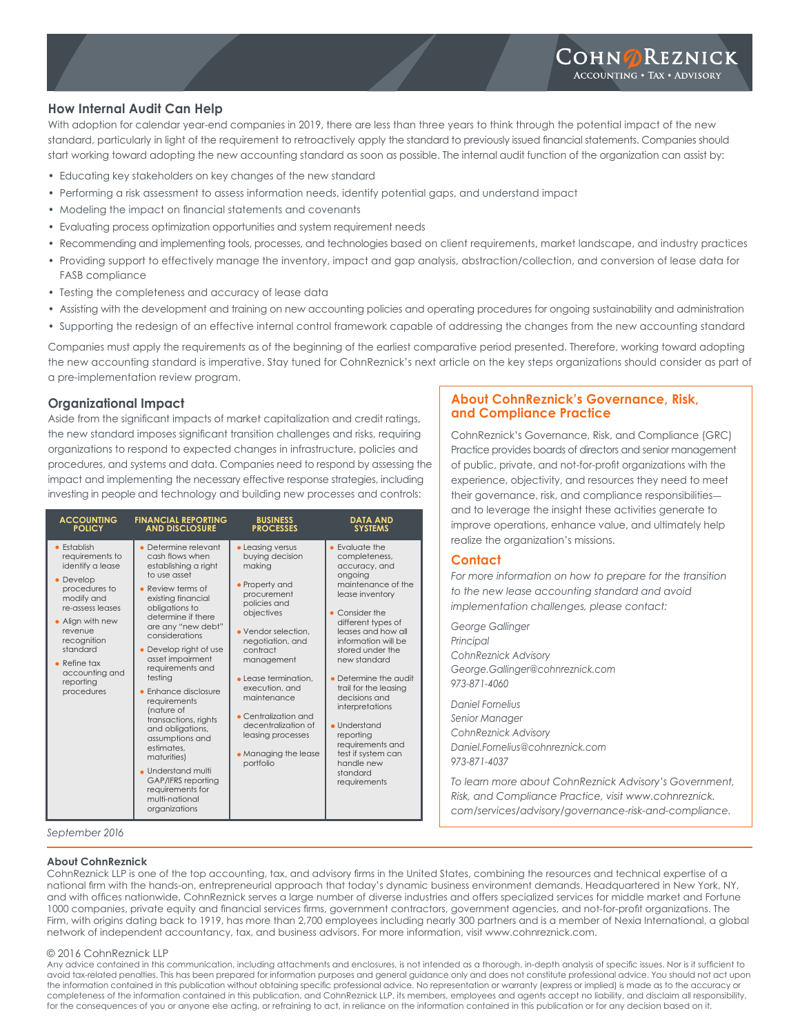## How Internal Audit Can Help

With adoption for calendar year-end companies in 2019, there are less than three years to think through the potential impact of the new standard, particularly in light of the requirement to retroactively apply the standard to previously issued financial statements. Companies should start working toward adopting the new accounting standard as soon as possible. The internal audit function of the organization can assist by:

- Educating key stakeholders on key changes of the new standard
- Performing a risk assessment to assess information needs, identify potential gaps, and understand impact
- Modeling the impact on financial statements and covenants
- Evaluating process optimization opportunities and system requirement needs
- Recommending and implementing tools, processes, and technologies based on client requirements, market landscape, and industry practices
- Providing support to effectively manage the inventory, impact and gap analysis, abstraction/collection, and conversion of lease data for FASB compliance
- Testing the completeness and accuracy of lease data
- Assisting with the development and training on new accounting policies and operating procedures for ongoing sustainability and administration
- Supporting the redesign of an effective internal control framework capable of addressing the changes from the new accounting standard

Companies must apply the requirements as of the beginning of the earliest comparative period presented. Therefore, working toward adopting the new accounting standard is imperative. Stay tuned for CohnReznick's next article on the key steps organizations should consider as part of a pre-implementation review program.

## Organizational Impact

Aside from the significant impacts of market capitalization and credit ratings, the new standard imposes significant transition challenges and risks, requiring organizations to respond to expected changes in infrastructure, policies and procedures, and systems and data. Companies need to respond by assessing the impact and implementing the necessary effective response strategies, including investing in people and technology and building new processes and controls:

| ACCOUNTING POLICY | FINANCIAL REPORTING AND DISCLOSURE | BUSINESS PROCESSES | DATA AND SYSTEMS |
|---|---|---|---|
| • Establish requirements to identify a lease<br>• Develop procedures to modify and re-assess leases<br>• Align with new revenue recognition standard<br>• Refine tax accounting and reporting procedures | • Determine relevant cash flows when establishing a right to use asset<br>• Review terms of existing financial obligations to determine if there are any "new debt" considerations<br>• Develop right of use asset impairment requirements and testing<br>• Enhance disclosure requirements (nature of transactions, rights and obligations, assumptions and estimates, maturities)<br>• Understand multi GAP/IFRS reporting requirements for multi-national organizations | • Leasing versus buying decision making<br>• Property and procurement policies and objectives<br>• Vendor selection, negotiation, and contract management<br>• Lease termination, execution, and maintenance<br>• Centralization and decentralization of leasing processes<br>• Managing the lease portfolio | • Evaluate the completeness, accuracy, and ongoing maintenance of the lease inventory<br>• Consider the different types of leases and how all information will be stored under the new standard<br>• Determine the audit trail for the leasing decisions and interpretations<br>• Understand reporting requirements and test if system can handle new standard requirements |

*September 2016*

## About CohnReznick's Governance, Risk, and Compliance Practice

CohnReznick's Governance, Risk, and Compliance (GRC) Practice provides boards of directors and senior management of public, private, and not-for-profit organizations with the experience, objectivity, and resources they need to meet their governance, risk, and compliance responsibilities—and to leverage the insight these activities generate to improve operations, enhance value, and ultimately help realize the organization's missions.

## Contact

*For more information on how to prepare for the transition to the new lease accounting standard and avoid implementation challenges, please contact:*

*George Gallinger*
*Principal*
*CohnReznick Advisory*
*George.Gallinger@cohnreznick.com*
*973-871-4060*

*Daniel Fornelius*
*Senior Manager*
*CohnReznick Advisory*
*Daniel.Fornelius@cohnreznick.com*
*973-871-4037*

*To learn more about CohnReznick Advisory's Government, Risk, and Compliance Practice, visit www.cohnreznick.com/services/advisory/governance-risk-and-compliance.*

**About CohnReznick**

CohnReznick LLP is one of the top accounting, tax, and advisory firms in the United States, combining the resources and technical expertise of a national firm with the hands-on, entrepreneurial approach that today's dynamic business environment demands. Headquartered in New York, NY, and with offices nationwide, CohnReznick serves a large number of diverse industries and offers specialized services for middle market and Fortune 1000 companies, private equity and financial services firms, government contractors, government agencies, and not-for-profit organizations. The Firm, with origins dating back to 1919, has more than 2,700 employees including nearly 300 partners and is a member of Nexia International, a global network of independent accountancy, tax, and business advisors. For more information, visit www.cohnreznick.com.

© 2016 CohnReznick LLP

Any advice contained in this communication, including attachments and enclosures, is not intended as a thorough, in-depth analysis of specific issues. Nor is it sufficient to avoid tax-related penalties. This has been prepared for information purposes and general guidance only and does not constitute professional advice. You should not act upon the information contained in this publication without obtaining specific professional advice. No representation or warranty (express or implied) is made as to the accuracy or completeness of the information contained in this publication, and CohnReznick LLP, its members, employees and agents accept no liability, and disclaim all responsibility, for the consequences of you or anyone else acting, or refraining to act, in reliance on the information contained in this publication or for any decision based on it.